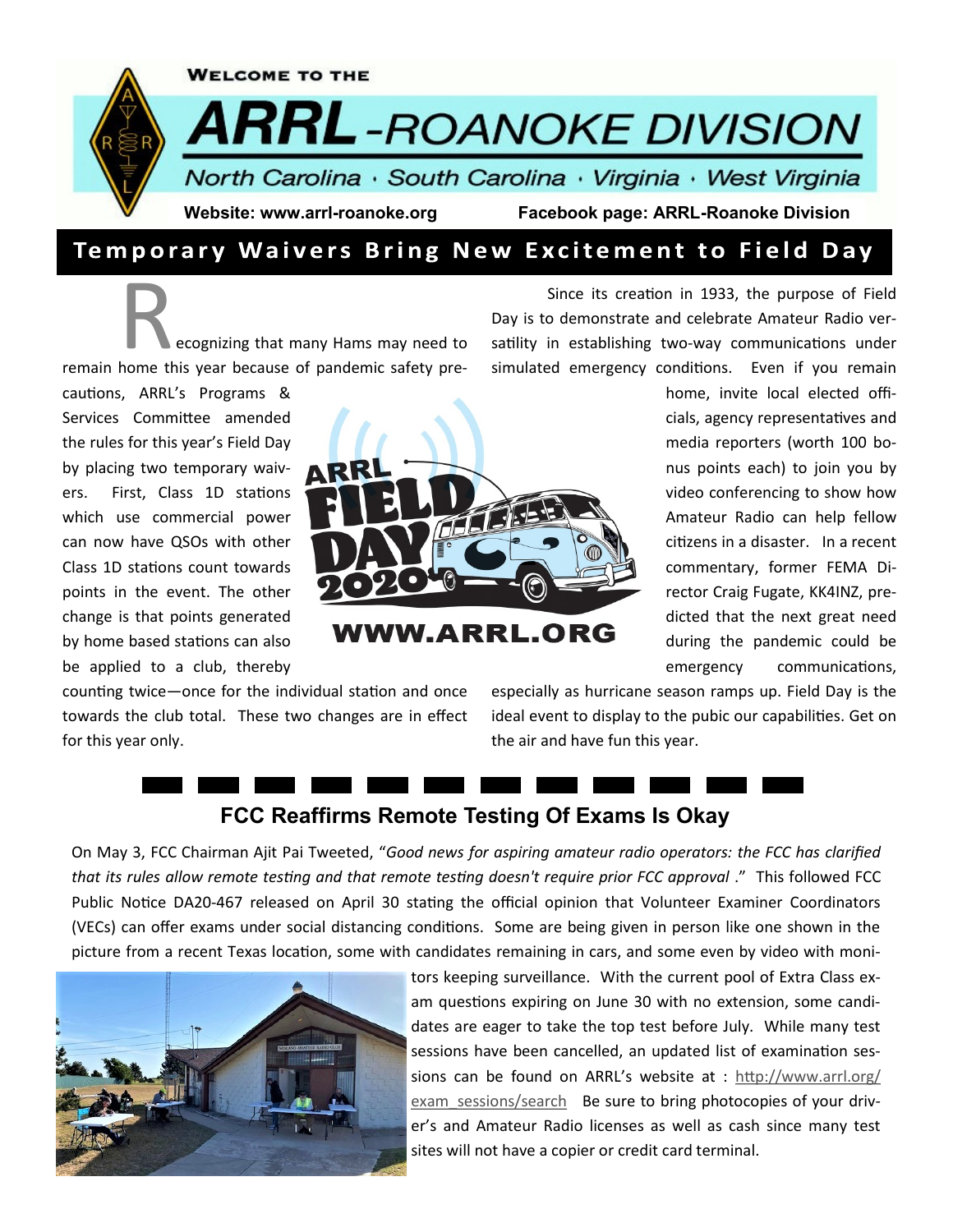WELCOME TO THE

# ARRL-ROANOKE DIVISION

North Carolina · South Carolina · Virginia · West Virginia

**Website: www.arrl-roanoke.org** **Facebook page: ARRL-Roanoke Division**

## Temporary Waivers Bring New Excitement to Field Day

Recognizing that many Hams may need to remain home this year because of pandemic safety precautions, ARRL's Programs & Services Committee amended the rules for this year's Field Day by placing two temporary waivers. First, Class 1D stations which use commercial power can now have QSOs with other Class 1D stations count towards points in the event. The other change is that points generated by home based stations can also be applied to a club, thereby counting twice—once for the individual station and once towards the club total. These two changes are in effect for this year only.

Since its creation in 1933, the purpose of Field Day is to demonstrate and celebrate Amateur Radio versatility in establishing two-way communications under simulated emergency conditions. Even if you remain home, invite local elected officials, agency representatives and media reporters (worth 100 bonus points each) to join you by video conferencing to show how Amateur Radio can help fellow citizens in a disaster. In a recent commentary, former FEMA Director Craig Fugate, KK4INZ, predicted that the next great need during the pandemic could be emergency communications, especially as hurricane season ramps up. Field Day is the ideal event to display to the pubic our capabilities. Get on the air and have fun this year.

## FCC Reaffirms Remote Testing Of Exams Is Okay

On May 3, FCC Chairman Ajit Pai Tweeted, "*Good news for aspiring amateur radio operators: the FCC has clarified that its rules allow remote testing and that remote testing doesn't require prior FCC approval* ." This followed FCC Public Notice DA20-467 released on April 30 stating the official opinion that Volunteer Examiner Coordinators (VECs) can offer exams under social distancing conditions. Some are being given in person like one shown in the picture from a recent Texas location, some with candidates remaining in cars, and some even by video with monitors keeping surveillance. With the current pool of Extra Class exam questions expiring on June 30 with no extension, some candidates are eager to take the top test before July. While many test sessions have been cancelled, an updated list of examination sessions can be found on ARRL's website at : http://www.arrl.org/exam_sessions/search Be sure to bring photocopies of your driver's and Amateur Radio licenses as well as cash since many test sites will not have a copier or credit card terminal.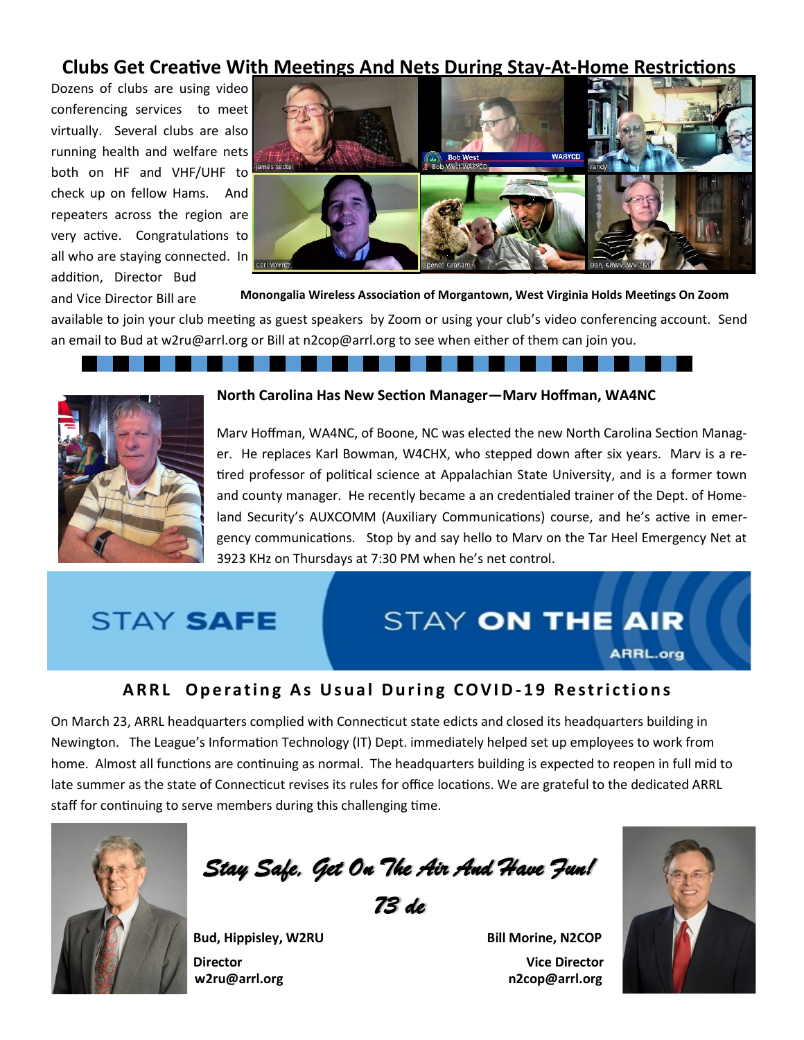## Clubs Get Creative With Meetings And Nets During Stay-At-Home Restrictions

Dozens of clubs are using video conferencing services to meet virtually. Several clubs are also running health and welfare nets both on HF and VHF/UHF to check up on fellow Hams. And repeaters across the region are very active. Congratulations to all who are staying connected. In addition, Director Bud and Vice Director Bill are available to join your club meeting as guest speakers by Zoom or using your club's video conferencing account. Send an email to Bud at w2ru@arrl.org or Bill at n2cop@arrl.org to see when either of them can join you.

**Monongalia Wireless Association of Morgantown, West Virginia Holds Meetings On Zoom**

### North Carolina Has New Section Manager—Marv Hoffman, WA4NC

Marv Hoffman, WA4NC, of Boone, NC was elected the new North Carolina Section Manager. He replaces Karl Bowman, W4CHX, who stepped down after six years. Marv is a retired professor of political science at Appalachian State University, and is a former town and county manager. He recently became a an credentialed trainer of the Dept. of Homeland Security's AUXCOMM (Auxiliary Communications) course, and he's active in emergency communications. Stop by and say hello to Marv on the Tar Heel Emergency Net at 3923 KHz on Thursdays at 7:30 PM when he's net control.

STAY **SAFE** STAY **ON THE AIR**

ARRL.org

### ARRL Operating As Usual During COVID-19 Restrictions

On March 23, ARRL headquarters complied with Connecticut state edicts and closed its headquarters building in Newington. The League's Information Technology (IT) Dept. immediately helped set up employees to work from home. Almost all functions are continuing as normal. The headquarters building is expected to reopen in full mid to late summer as the state of Connecticut revises its rules for office locations. We are grateful to the dedicated ARRL staff for continuing to serve members during this challenging time.

*Stay Safe, Get On The Air And Have Fun!*

*73 de*

**Bud, Hippisley, W2RU**
**Director**
**w2ru@arrl.org**

**Bill Morine, N2COP**
**Vice Director**
**n2cop@arrl.org**